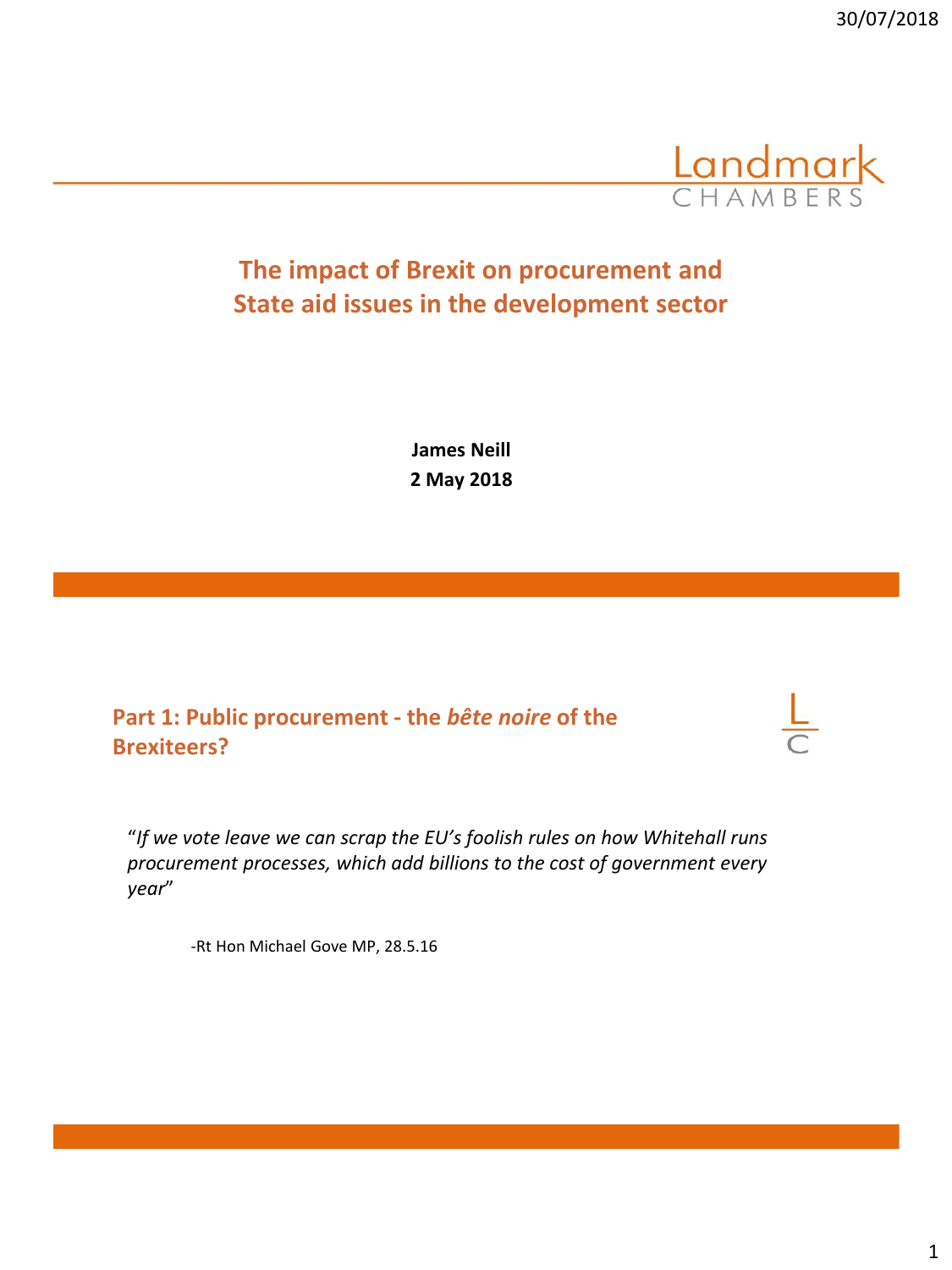# The impact of Brexit on procurement and State aid issues in the development sector

**James Neill**
**2 May 2018**

## Part 1: Public procurement - the *bête noire* of the Brexiteers?

"*If we vote leave we can scrap the EU's foolish rules on how Whitehall runs procurement processes, which add billions to the cost of government every year*"

-Rt Hon Michael Gove MP, 28.5.16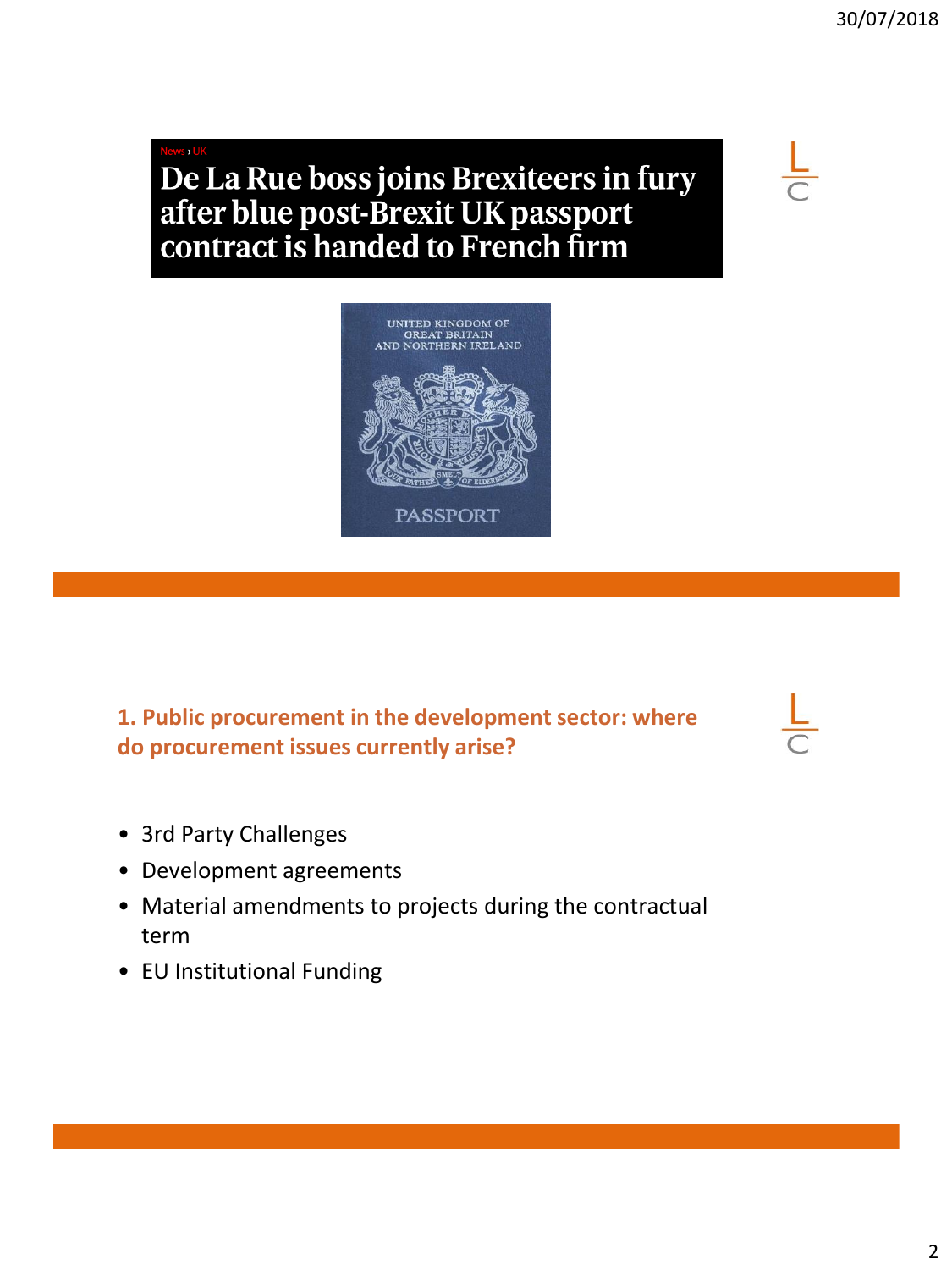News › UK

**De La Rue boss joins Brexiteers in fury after blue post-Brexit UK passport contract is handed to French firm**

UNITED KINGDOM OF GREAT BRITAIN AND NORTHERN IRELAND

PASSPORT

## 1. Public procurement in the development sector: where do procurement issues currently arise?

- 3rd Party Challenges
- Development agreements
- Material amendments to projects during the contractual term
- EU Institutional Funding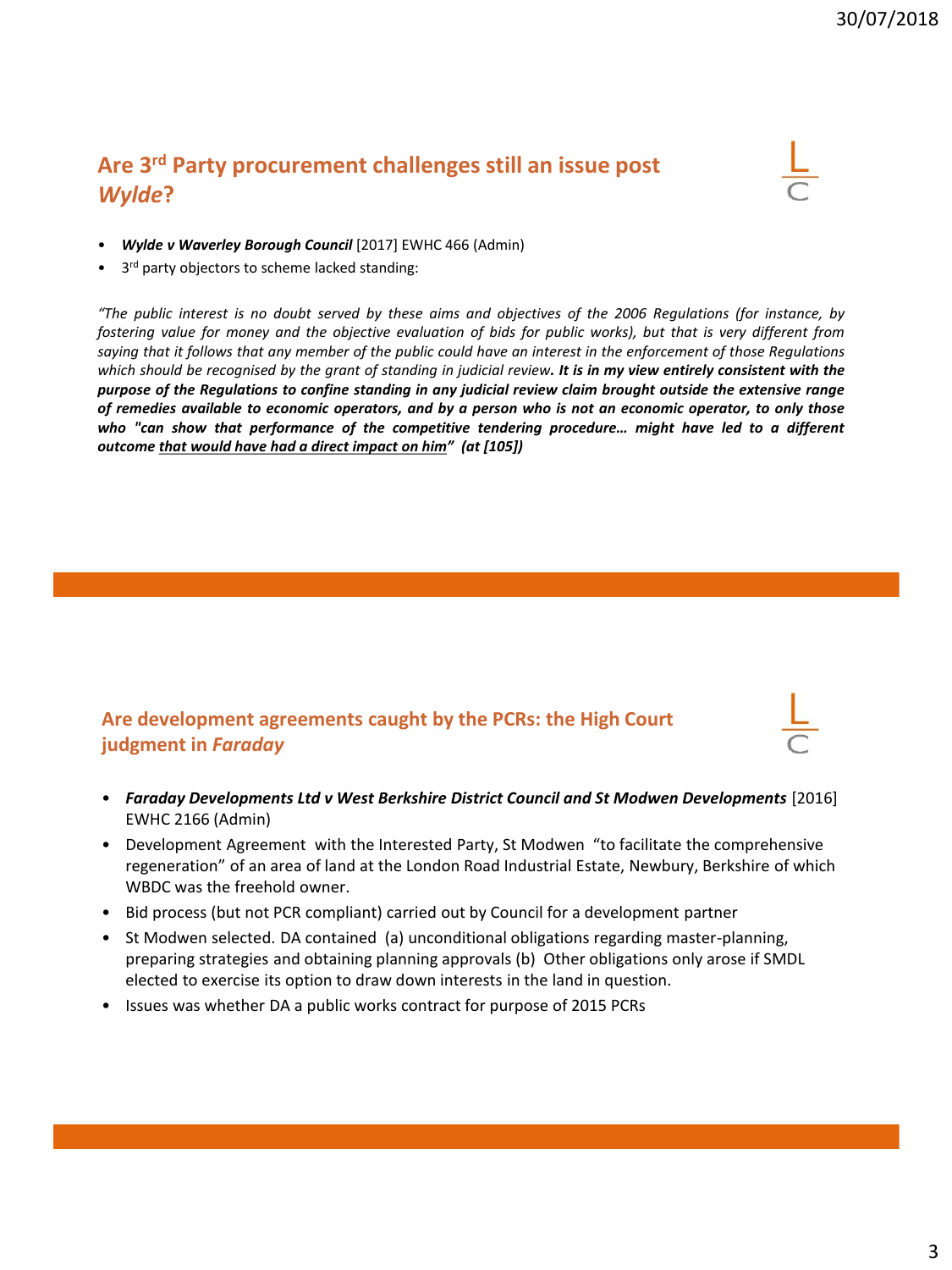## Are 3rd Party procurement challenges still an issue post *Wylde*?

- ***Wylde v Waverley Borough Council*** [2017] EWHC 466 (Admin)
- 3rd party objectors to scheme lacked standing:

*"The public interest is no doubt served by these aims and objectives of the 2006 Regulations (for instance, by fostering value for money and the objective evaluation of bids for public works), but that is very different from saying that it follows that any member of the public could have an interest in the enforcement of those Regulations which should be recognised by the grant of standing in judicial review.* ***It is in my view entirely consistent with the purpose of the Regulations to confine standing in any judicial review claim brought outside the extensive range of remedies available to economic operators, and by a person who is not an economic operator, to only those who "can show that performance of the competitive tendering procedure… might have led to a different outcome <u>that would have had a direct impact on him</u>" (at [105])***

## Are development agreements caught by the PCRs: the High Court judgment in *Faraday*

- ***Faraday Developments Ltd v West Berkshire District Council and St Modwen Developments*** [2016] EWHC 2166 (Admin)
- Development Agreement with the Interested Party, St Modwen "to facilitate the comprehensive regeneration" of an area of land at the London Road Industrial Estate, Newbury, Berkshire of which WBDC was the freehold owner.
- Bid process (but not PCR compliant) carried out by Council for a development partner
- St Modwen selected. DA contained (a) unconditional obligations regarding master-planning, preparing strategies and obtaining planning approvals (b) Other obligations only arose if SMDL elected to exercise its option to draw down interests in the land in question.
- Issues was whether DA a public works contract for purpose of 2015 PCRs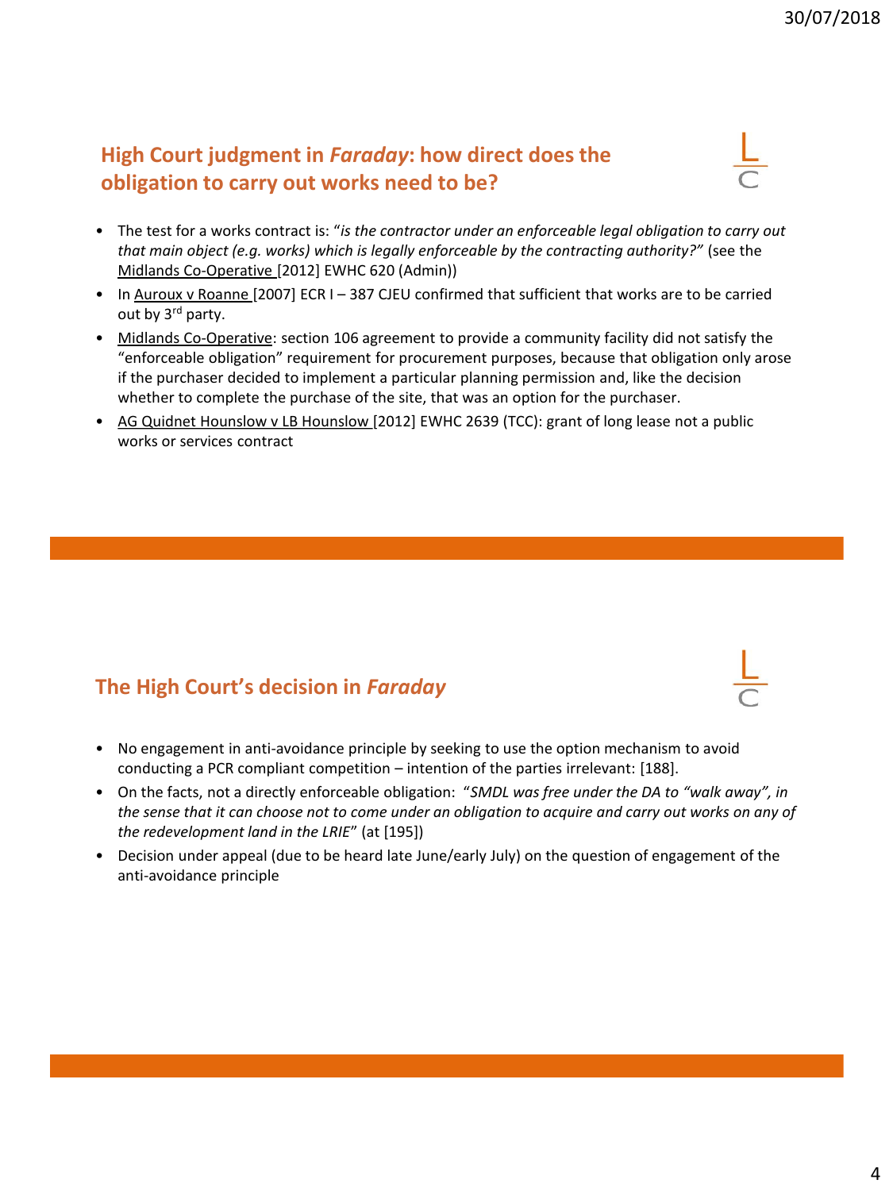## High Court judgment in *Faraday*: how direct does the obligation to carry out works need to be?

- The test for a works contract is: "*is the contractor under an enforceable legal obligation to carry out that main object (e.g. works) which is legally enforceable by the contracting authority?*" (see the Midlands Co-Operative [2012] EWHC 620 (Admin))
- In Auroux v Roanne [2007] ECR I – 387 CJEU confirmed that sufficient that works are to be carried out by 3rd party.
- Midlands Co-Operative: section 106 agreement to provide a community facility did not satisfy the "enforceable obligation" requirement for procurement purposes, because that obligation only arose if the purchaser decided to implement a particular planning permission and, like the decision whether to complete the purchase of the site, that was an option for the purchaser.
- AG Quidnet Hounslow v LB Hounslow [2012] EWHC 2639 (TCC): grant of long lease not a public works or services contract

## The High Court's decision in *Faraday*

- No engagement in anti-avoidance principle by seeking to use the option mechanism to avoid conducting a PCR compliant competition – intention of the parties irrelevant: [188].
- On the facts, not a directly enforceable obligation: "*SMDL was free under the DA to "walk away", in the sense that it can choose not to come under an obligation to acquire and carry out works on any of the redevelopment land in the LRIE*" (at [195])
- Decision under appeal (due to be heard late June/early July) on the question of engagement of the anti-avoidance principle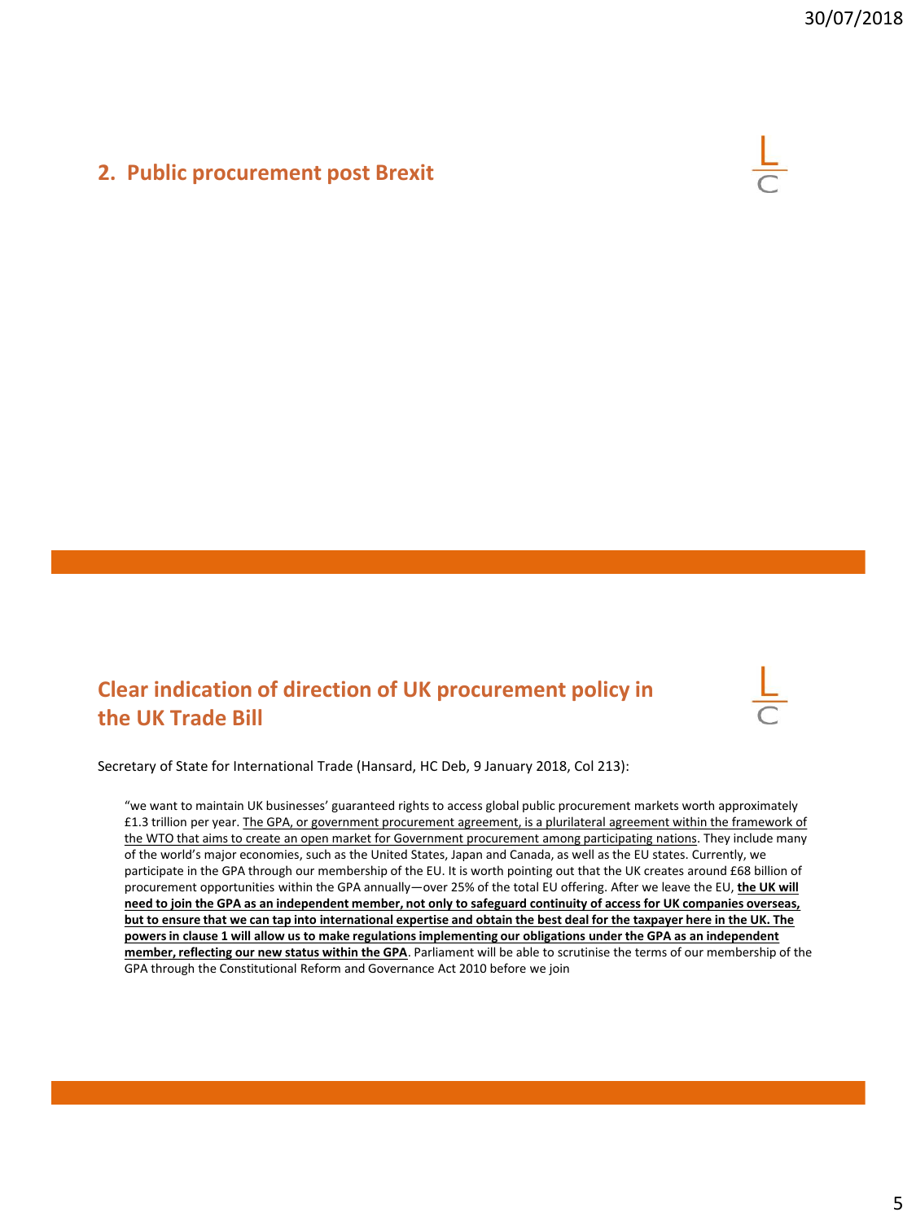## 2. Public procurement post Brexit

## Clear indication of direction of UK procurement policy in the UK Trade Bill

Secretary of State for International Trade (Hansard, HC Deb, 9 January 2018, Col 213):

> "we want to maintain UK businesses' guaranteed rights to access global public procurement markets worth approximately £1.3 trillion per year. <u>The GPA, or government procurement agreement, is a plurilateral agreement within the framework of the WTO that aims to create an open market for Government procurement among participating nations</u>. They include many of the world's major economies, such as the United States, Japan and Canada, as well as the EU states. Currently, we participate in the GPA through our membership of the EU. It is worth pointing out that the UK creates around £68 billion of procurement opportunities within the GPA annually—over 25% of the total EU offering. After we leave the EU, **<u>the UK will need to join the GPA as an independent member, not only to safeguard continuity of access for UK companies overseas, but to ensure that we can tap into international expertise and obtain the best deal for the taxpayer here in the UK. The powers in clause 1 will allow us to make regulations implementing our obligations under the GPA as an independent member, reflecting our new status within the GPA</u>**. Parliament will be able to scrutinise the terms of our membership of the GPA through the Constitutional Reform and Governance Act 2010 before we join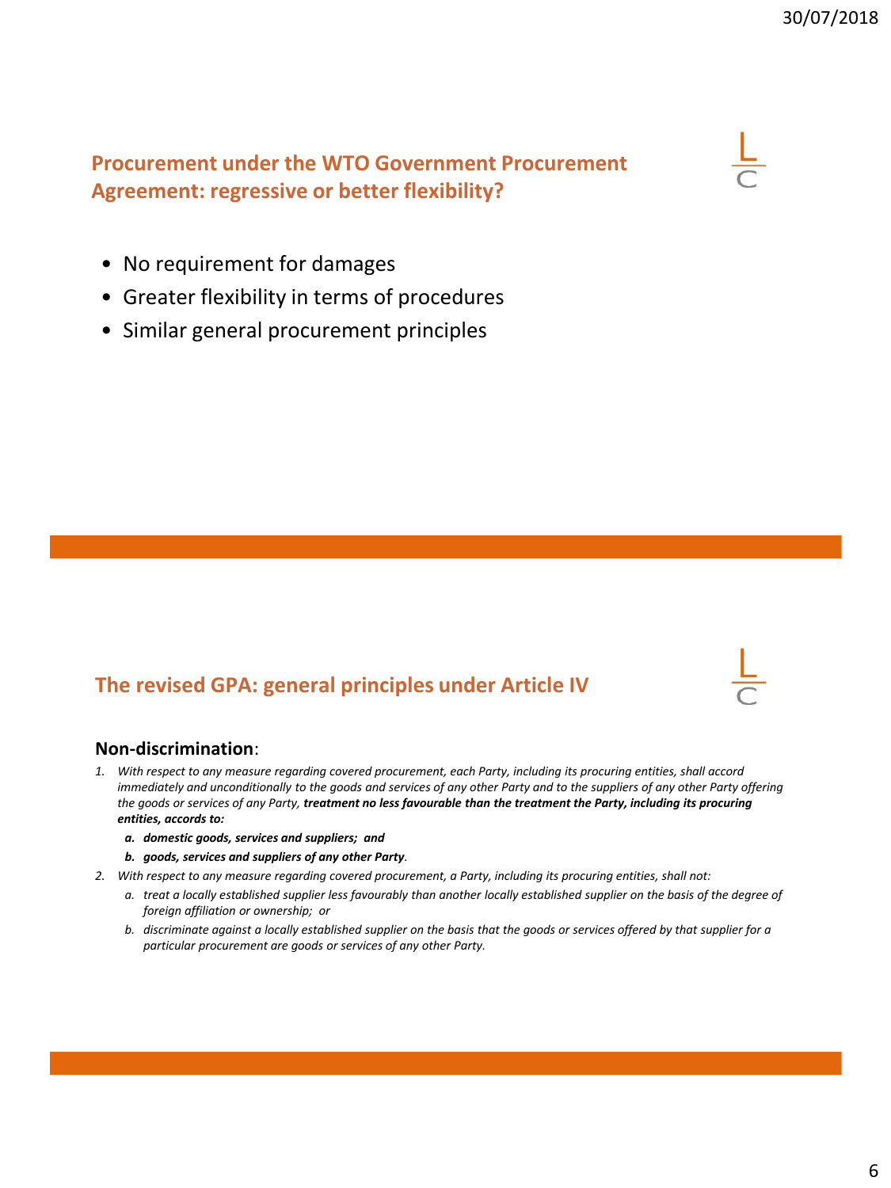## Procurement under the WTO Government Procurement Agreement: regressive or better flexibility?

- No requirement for damages
- Greater flexibility in terms of procedures
- Similar general procurement principles

## The revised GPA: general principles under Article IV

**Non-discrimination**:

1. *With respect to any measure regarding covered procurement, each Party, including its procuring entities, shall accord immediately and unconditionally to the goods and services of any other Party and to the suppliers of any other Party offering the goods or services of any Party,* ***treatment no less favourable than the treatment the Party, including its procuring entities, accords to:***
   a. ***domestic goods, services and suppliers; and***
   b. ***goods, services and suppliers of any other Party****.*
2. *With respect to any measure regarding covered procurement, a Party, including its procuring entities, shall not:*
   a. *treat a locally established supplier less favourably than another locally established supplier on the basis of the degree of foreign affiliation or ownership; or*
   b. *discriminate against a locally established supplier on the basis that the goods or services offered by that supplier for a particular procurement are goods or services of any other Party.*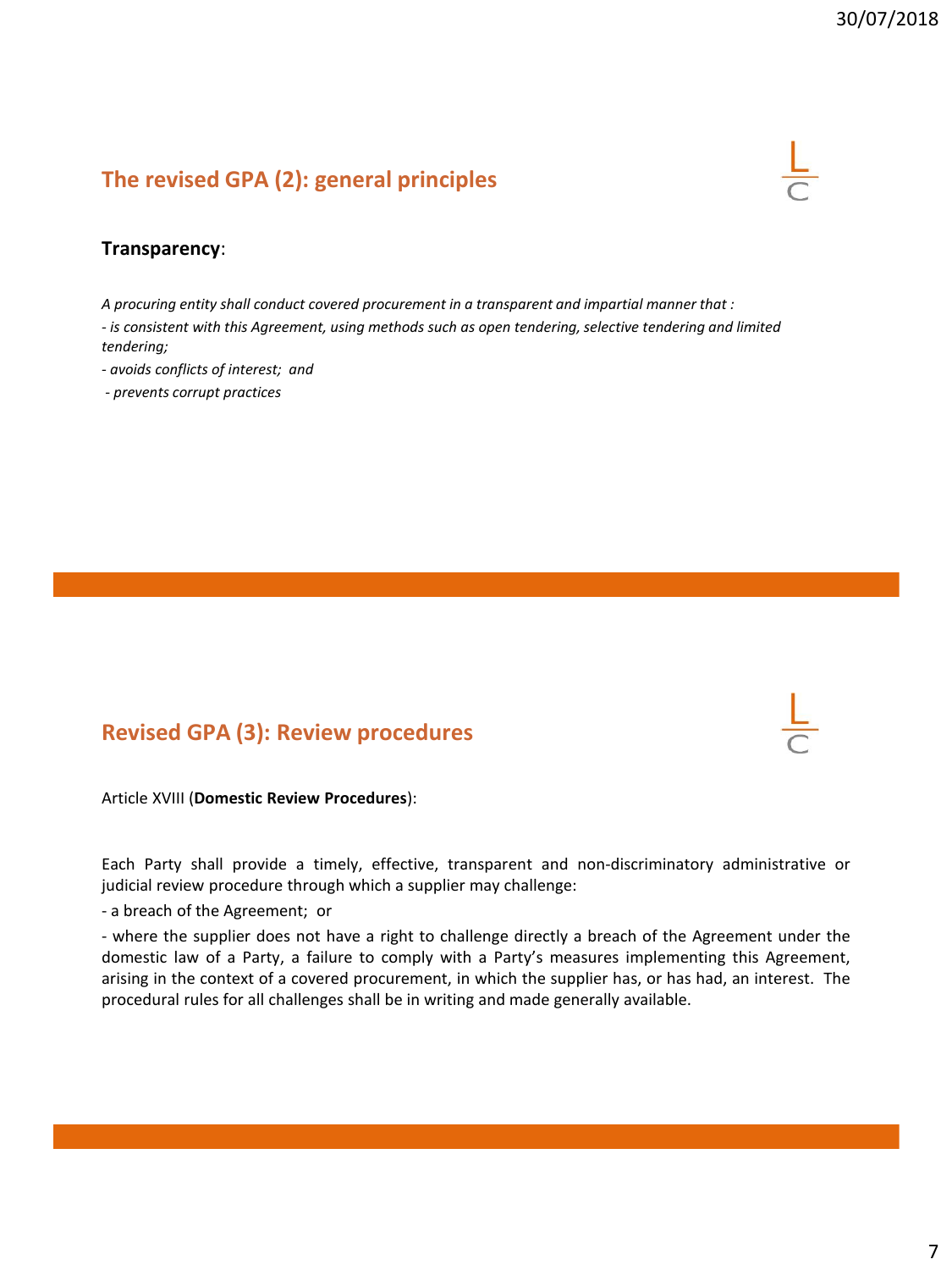## The revised GPA (2): general principles

**Transparency**:

*A procuring entity shall conduct covered procurement in a transparent and impartial manner that :*

*- is consistent with this Agreement, using methods such as open tendering, selective tendering and limited tendering;*

*- avoids conflicts of interest; and*

*- prevents corrupt practices*

## Revised GPA (3): Review procedures

Article XVIII (**Domestic Review Procedures**):

Each Party shall provide a timely, effective, transparent and non-discriminatory administrative or judicial review procedure through which a supplier may challenge:

- a breach of the Agreement; or

- where the supplier does not have a right to challenge directly a breach of the Agreement under the domestic law of a Party, a failure to comply with a Party's measures implementing this Agreement, arising in the context of a covered procurement, in which the supplier has, or has had, an interest. The procedural rules for all challenges shall be in writing and made generally available.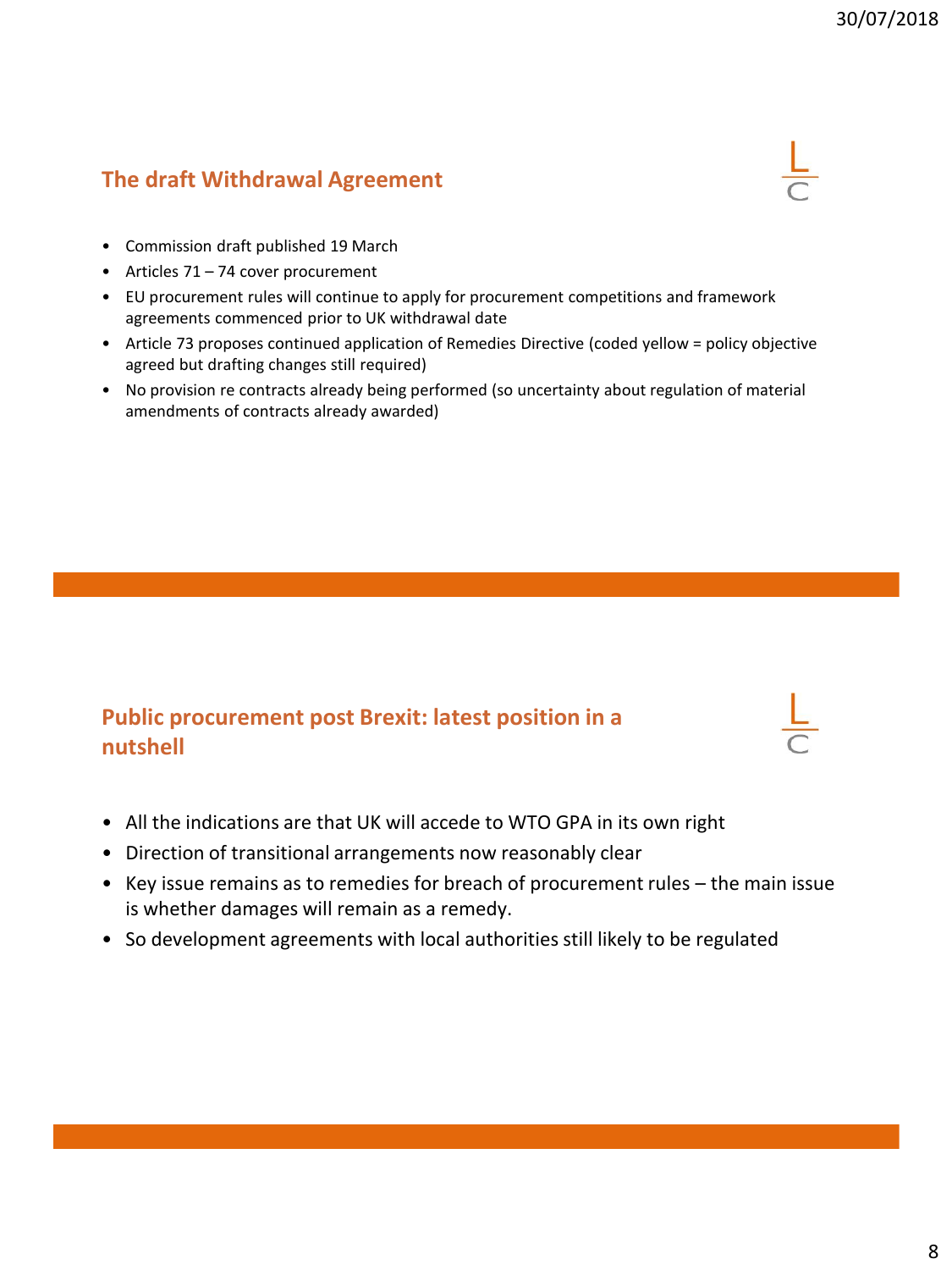## The draft Withdrawal Agreement

- Commission draft published 19 March
- Articles 71 – 74 cover procurement
- EU procurement rules will continue to apply for procurement competitions and framework agreements commenced prior to UK withdrawal date
- Article 73 proposes continued application of Remedies Directive (coded yellow = policy objective agreed but drafting changes still required)
- No provision re contracts already being performed (so uncertainty about regulation of material amendments of contracts already awarded)

## Public procurement post Brexit: latest position in a nutshell

- All the indications are that UK will accede to WTO GPA in its own right
- Direction of transitional arrangements now reasonably clear
- Key issue remains as to remedies for breach of procurement rules – the main issue is whether damages will remain as a remedy.
- So development agreements with local authorities still likely to be regulated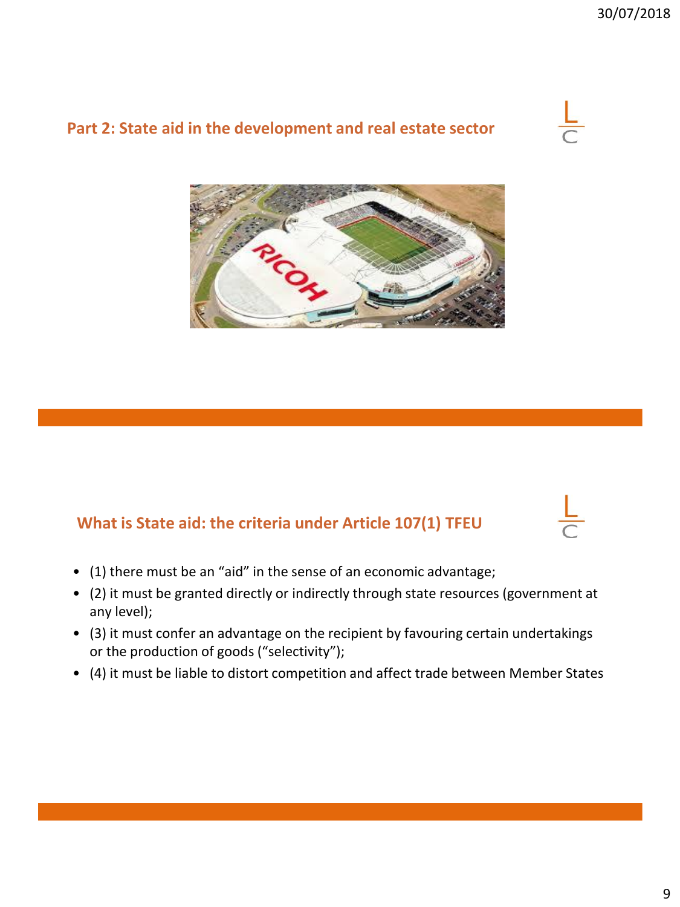## Part 2: State aid in the development and real estate sector

## What is State aid: the criteria under Article 107(1) TFEU

- (1) there must be an “aid” in the sense of an economic advantage;
- (2) it must be granted directly or indirectly through state resources (government at any level);
- (3) it must confer an advantage on the recipient by favouring certain undertakings or the production of goods (“selectivity”);
- (4) it must be liable to distort competition and affect trade between Member States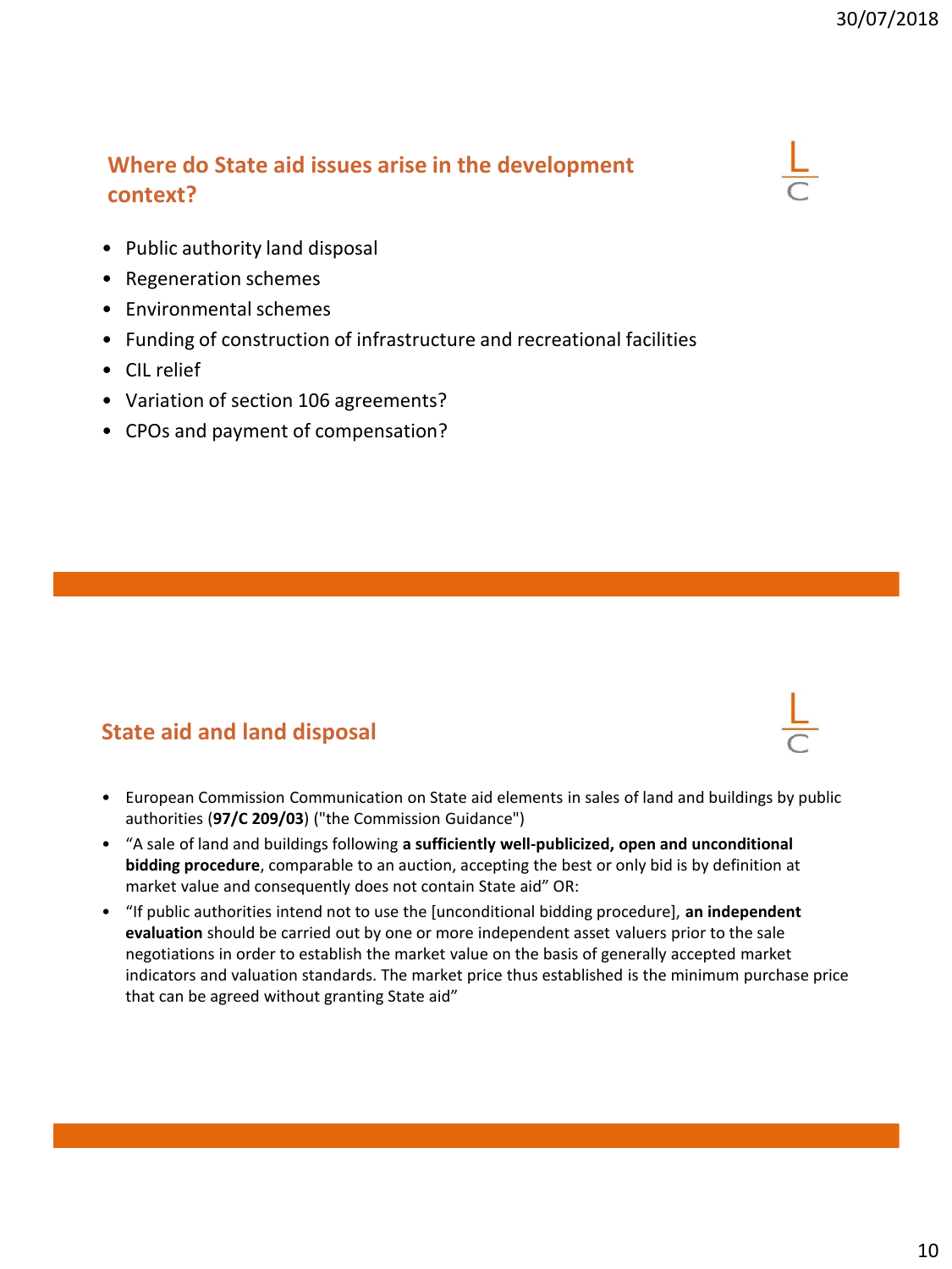## Where do State aid issues arise in the development context?

- Public authority land disposal
- Regeneration schemes
- Environmental schemes
- Funding of construction of infrastructure and recreational facilities
- CIL relief
- Variation of section 106 agreements?
- CPOs and payment of compensation?

## State aid and land disposal

- European Commission Communication on State aid elements in sales of land and buildings by public authorities (**97/C 209/03**) ("the Commission Guidance")
- "A sale of land and buildings following **a sufficiently well-publicized, open and unconditional bidding procedure**, comparable to an auction, accepting the best or only bid is by definition at market value and consequently does not contain State aid" OR:
- "If public authorities intend not to use the [unconditional bidding procedure], **an independent evaluation** should be carried out by one or more independent asset valuers prior to the sale negotiations in order to establish the market value on the basis of generally accepted market indicators and valuation standards. The market price thus established is the minimum purchase price that can be agreed without granting State aid"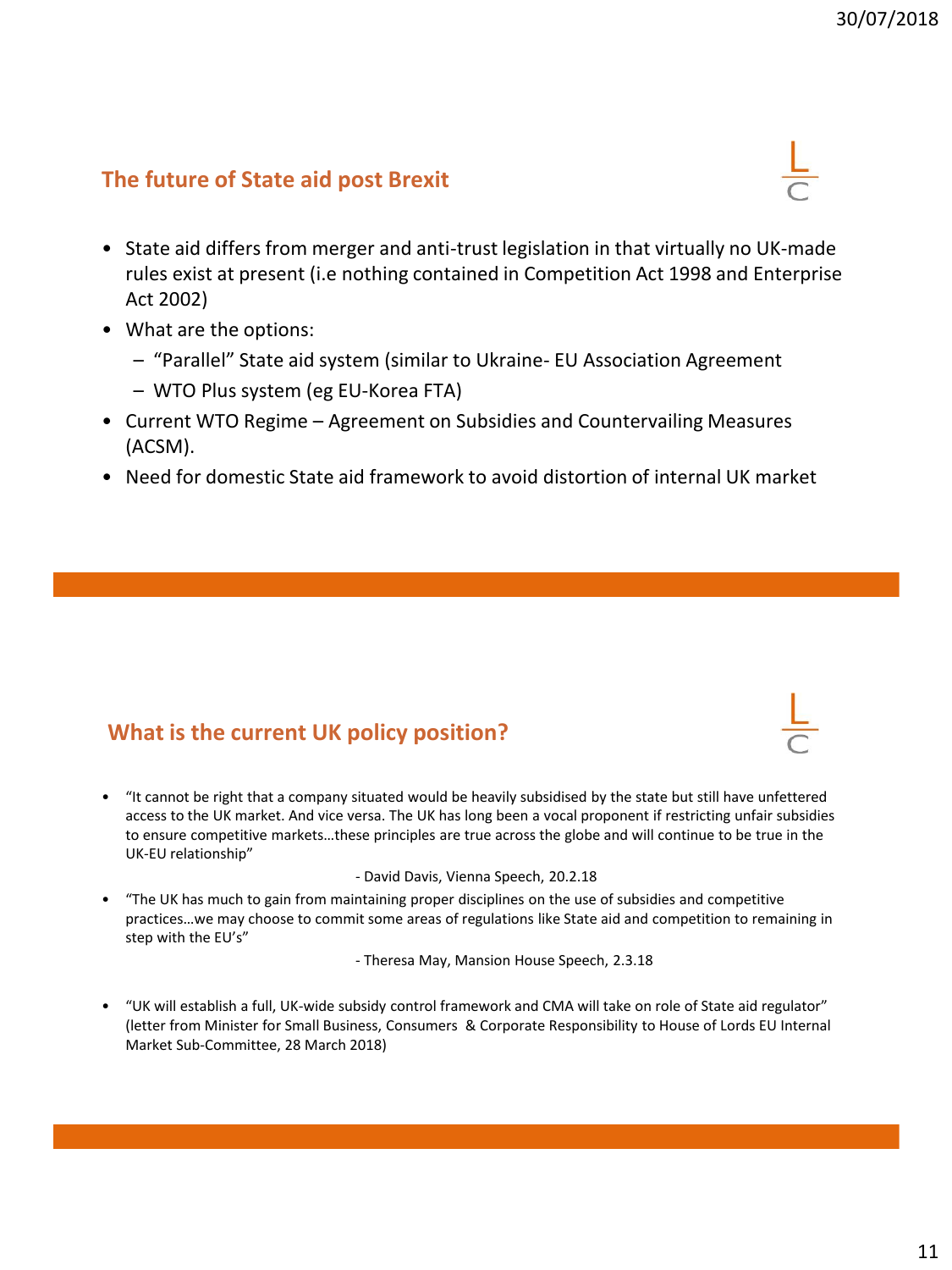## The future of State aid post Brexit

- State aid differs from merger and anti-trust legislation in that virtually no UK-made rules exist at present (i.e nothing contained in Competition Act 1998 and Enterprise Act 2002)
- What are the options:
  - "Parallel" State aid system (similar to Ukraine- EU Association Agreement
  - WTO Plus system (eg EU-Korea FTA)
- Current WTO Regime – Agreement on Subsidies and Countervailing Measures (ACSM).
- Need for domestic State aid framework to avoid distortion of internal UK market

## What is the current UK policy position?

- "It cannot be right that a company situated would be heavily subsidised by the state but still have unfettered access to the UK market. And vice versa. The UK has long been a vocal proponent if restricting unfair subsidies to ensure competitive markets…these principles are true across the globe and will continue to be true in the UK-EU relationship"

  - David Davis, Vienna Speech, 20.2.18

- "The UK has much to gain from maintaining proper disciplines on the use of subsidies and competitive practices…we may choose to commit some areas of regulations like State aid and competition to remaining in step with the EU's"

  - Theresa May, Mansion House Speech, 2.3.18

- "UK will establish a full, UK-wide subsidy control framework and CMA will take on role of State aid regulator" (letter from Minister for Small Business, Consumers & Corporate Responsibility to House of Lords EU Internal Market Sub-Committee, 28 March 2018)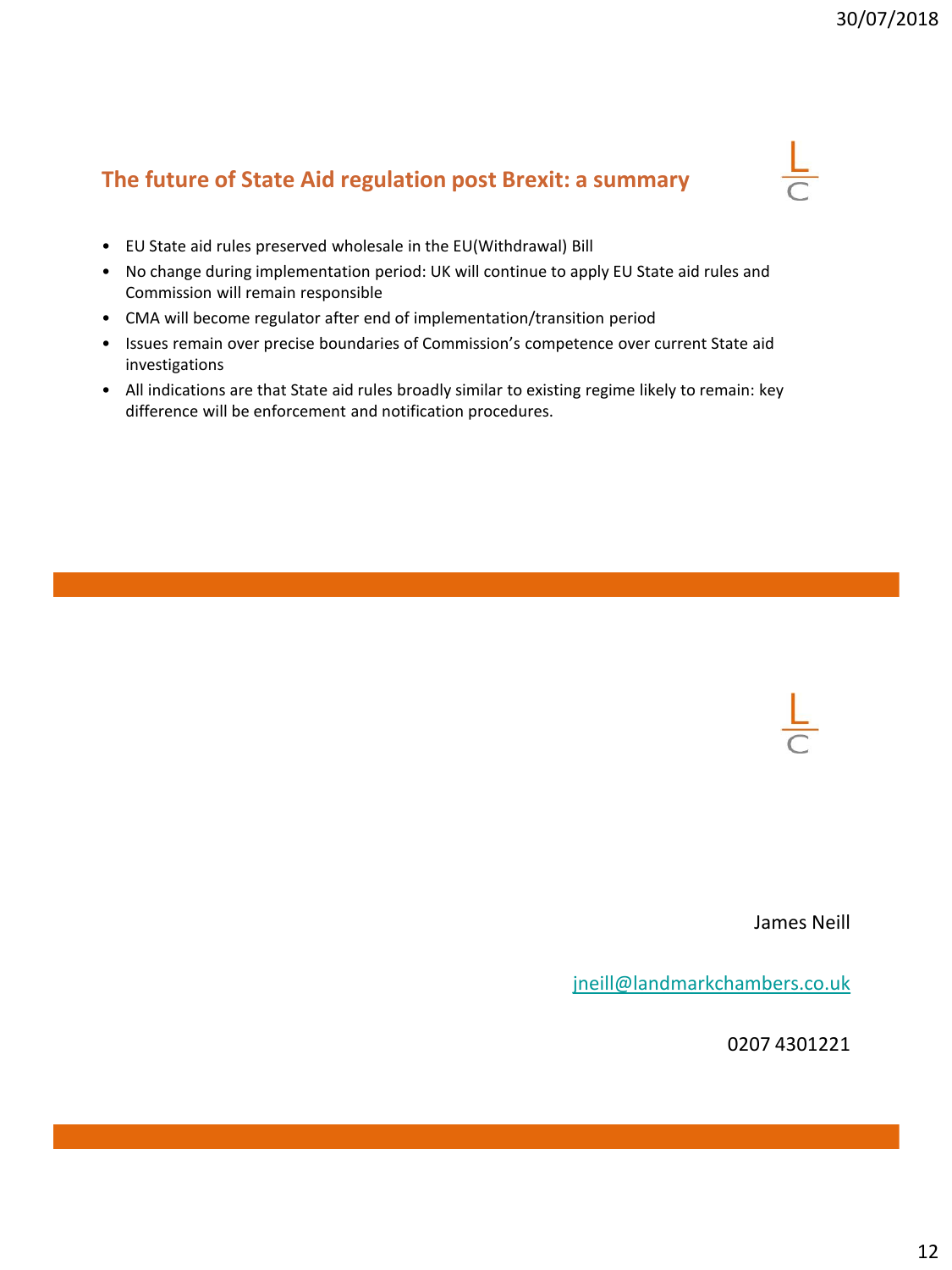## The future of State Aid regulation post Brexit: a summary

- EU State aid rules preserved wholesale in the EU(Withdrawal) Bill
- No change during implementation period: UK will continue to apply EU State aid rules and Commission will remain responsible
- CMA will become regulator after end of implementation/transition period
- Issues remain over precise boundaries of Commission's competence over current State aid investigations
- All indications are that State aid rules broadly similar to existing regime likely to remain: key difference will be enforcement and notification procedures.

James Neill

jneill@landmarkchambers.co.uk

0207 4301221